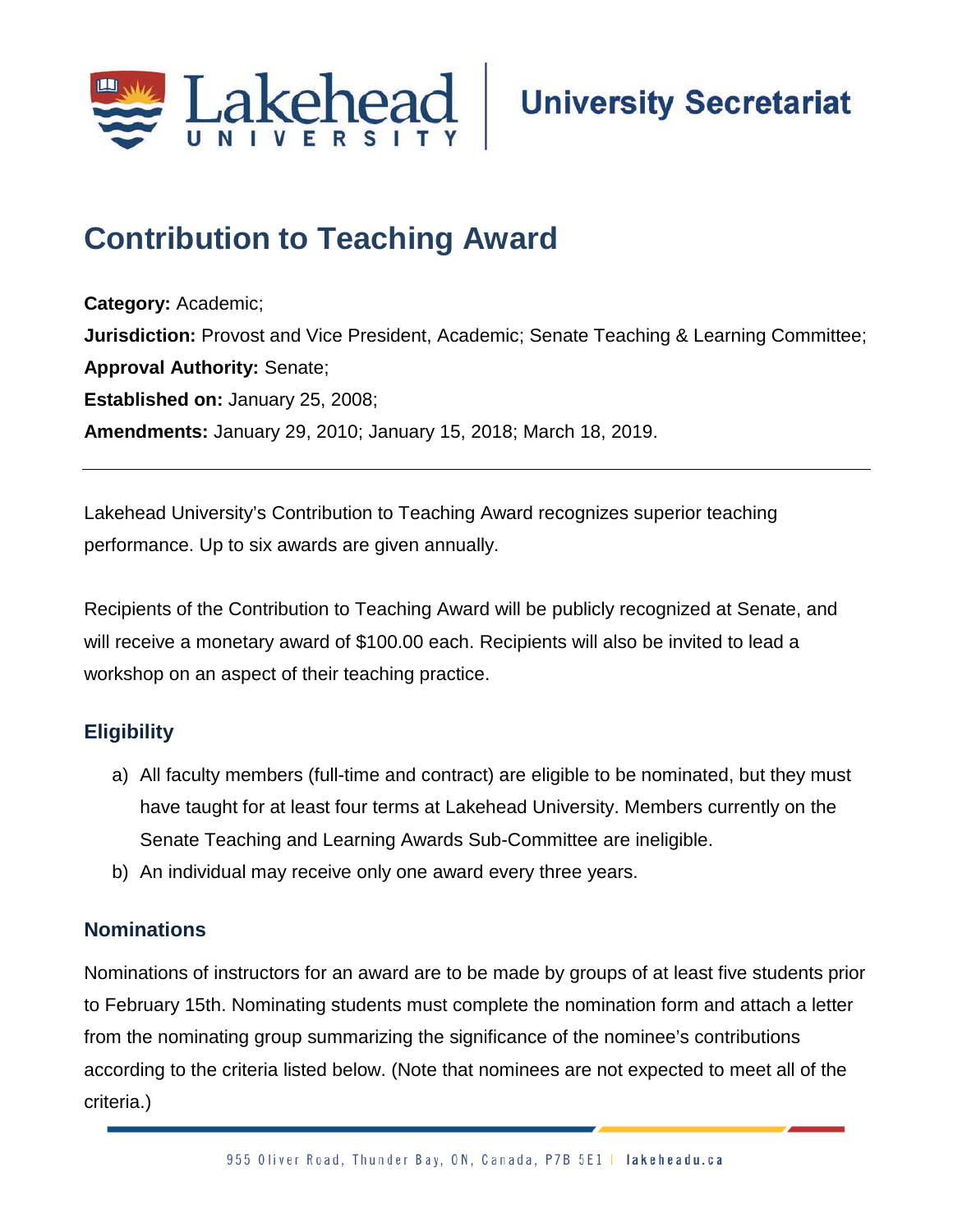University Secretariat

# Contribution to Teaching Award

**Category:** Academic;
**Jurisdiction:** Provost and Vice President, Academic; Senate Teaching & Learning Committee;
**Approval Authority:** Senate;
**Established on:** January 25, 2008;
**Amendments:** January 29, 2010; January 15, 2018; March 18, 2019.

---

Lakehead University's Contribution to Teaching Award recognizes superior teaching performance. Up to six awards are given annually.

Recipients of the Contribution to Teaching Award will be publicly recognized at Senate, and will receive a monetary award of $100.00 each. Recipients will also be invited to lead a workshop on an aspect of their teaching practice.

## Eligibility

a) All faculty members (full-time and contract) are eligible to be nominated, but they must have taught for at least four terms at Lakehead University. Members currently on the Senate Teaching and Learning Awards Sub-Committee are ineligible.
b) An individual may receive only one award every three years.

## Nominations

Nominations of instructors for an award are to be made by groups of at least five students prior to February 15th. Nominating students must complete the nomination form and attach a letter from the nominating group summarizing the significance of the nominee's contributions according to the criteria listed below. (Note that nominees are not expected to meet all of the criteria.)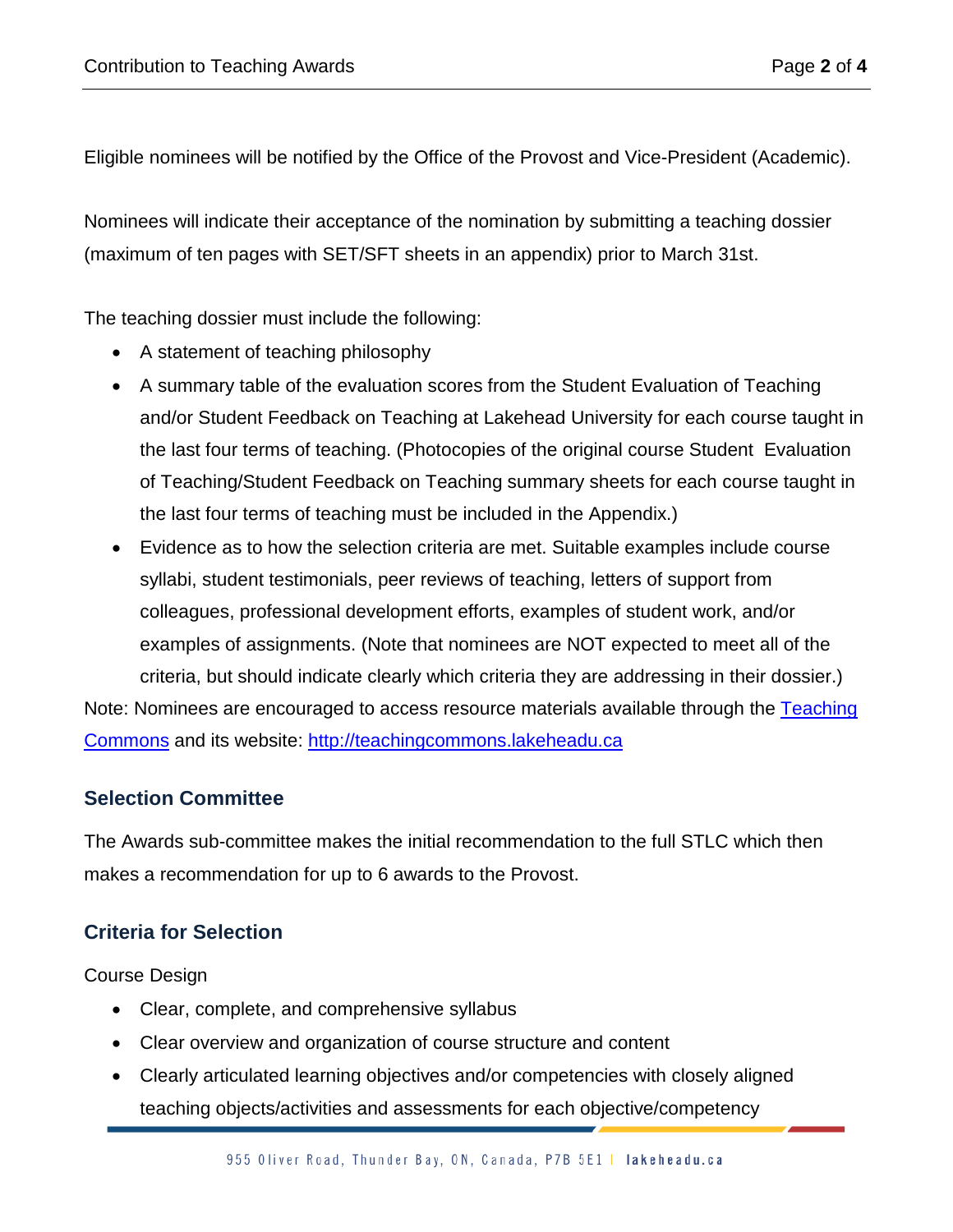Eligible nominees will be notified by the Office of the Provost and Vice-President (Academic).

Nominees will indicate their acceptance of the nomination by submitting a teaching dossier (maximum of ten pages with SET/SFT sheets in an appendix) prior to March 31st.

The teaching dossier must include the following:

- A statement of teaching philosophy
- A summary table of the evaluation scores from the Student Evaluation of Teaching and/or Student Feedback on Teaching at Lakehead University for each course taught in the last four terms of teaching. (Photocopies of the original course Student Evaluation of Teaching/Student Feedback on Teaching summary sheets for each course taught in the last four terms of teaching must be included in the Appendix.)
- Evidence as to how the selection criteria are met. Suitable examples include course syllabi, student testimonials, peer reviews of teaching, letters of support from colleagues, professional development efforts, examples of student work, and/or examples of assignments. (Note that nominees are NOT expected to meet all of the criteria, but should indicate clearly which criteria they are addressing in their dossier.)

Note: Nominees are encouraged to access resource materials available through the [Teaching Commons](http://teachingcommons.lakeheadu.ca) and its website: [http://teachingcommons.lakeheadu.ca](http://teachingcommons.lakeheadu.ca)

## Selection Committee

The Awards sub-committee makes the initial recommendation to the full STLC which then makes a recommendation for up to 6 awards to the Provost.

## Criteria for Selection

Course Design

- Clear, complete, and comprehensive syllabus
- Clear overview and organization of course structure and content
- Clearly articulated learning objectives and/or competencies with closely aligned teaching objects/activities and assessments for each objective/competency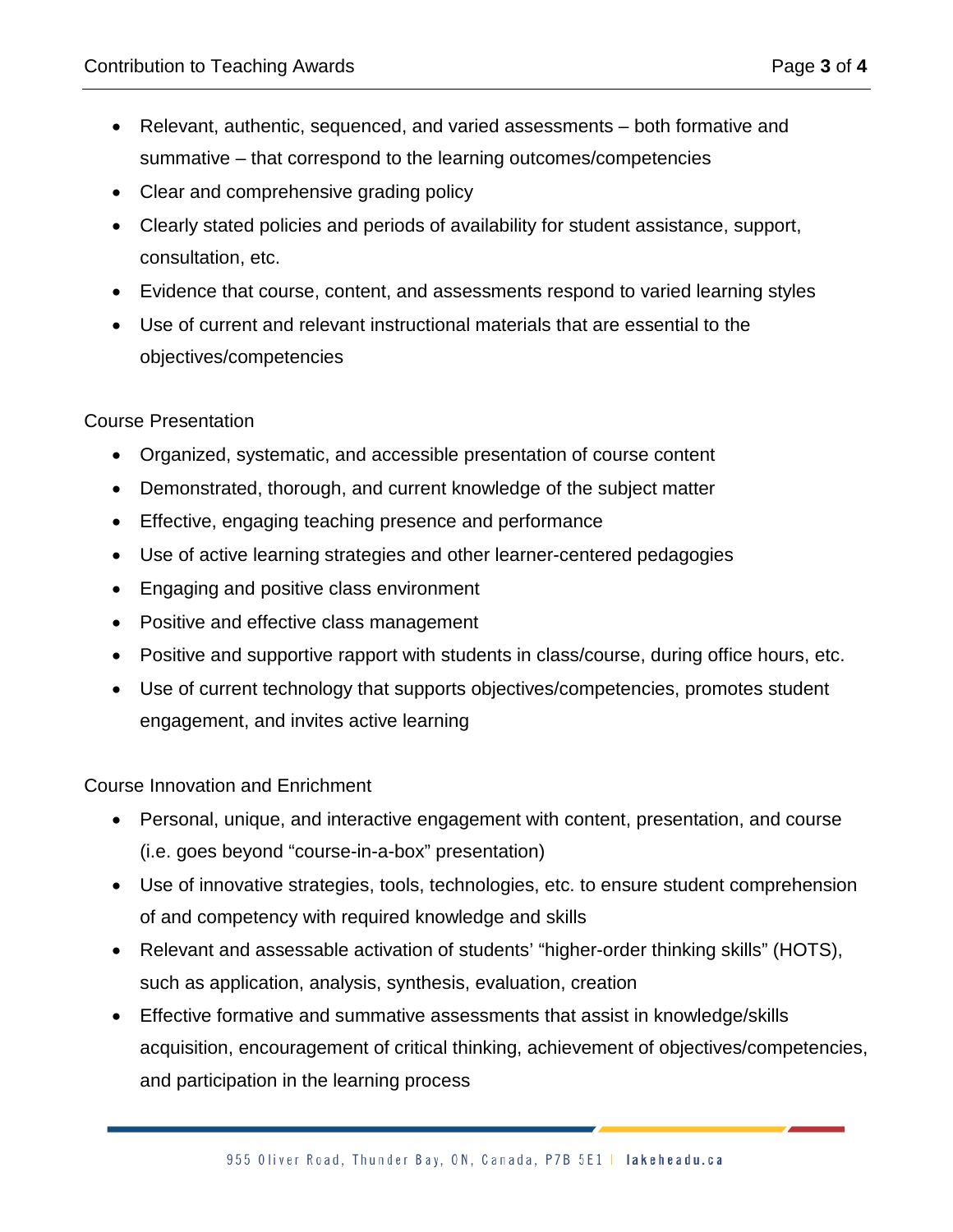- Relevant, authentic, sequenced, and varied assessments – both formative and summative – that correspond to the learning outcomes/competencies
- Clear and comprehensive grading policy
- Clearly stated policies and periods of availability for student assistance, support, consultation, etc.
- Evidence that course, content, and assessments respond to varied learning styles
- Use of current and relevant instructional materials that are essential to the objectives/competencies

Course Presentation

- Organized, systematic, and accessible presentation of course content
- Demonstrated, thorough, and current knowledge of the subject matter
- Effective, engaging teaching presence and performance
- Use of active learning strategies and other learner-centered pedagogies
- Engaging and positive class environment
- Positive and effective class management
- Positive and supportive rapport with students in class/course, during office hours, etc.
- Use of current technology that supports objectives/competencies, promotes student engagement, and invites active learning

Course Innovation and Enrichment

- Personal, unique, and interactive engagement with content, presentation, and course (i.e. goes beyond "course-in-a-box" presentation)
- Use of innovative strategies, tools, technologies, etc. to ensure student comprehension of and competency with required knowledge and skills
- Relevant and assessable activation of students' "higher-order thinking skills" (HOTS), such as application, analysis, synthesis, evaluation, creation
- Effective formative and summative assessments that assist in knowledge/skills acquisition, encouragement of critical thinking, achievement of objectives/competencies, and participation in the learning process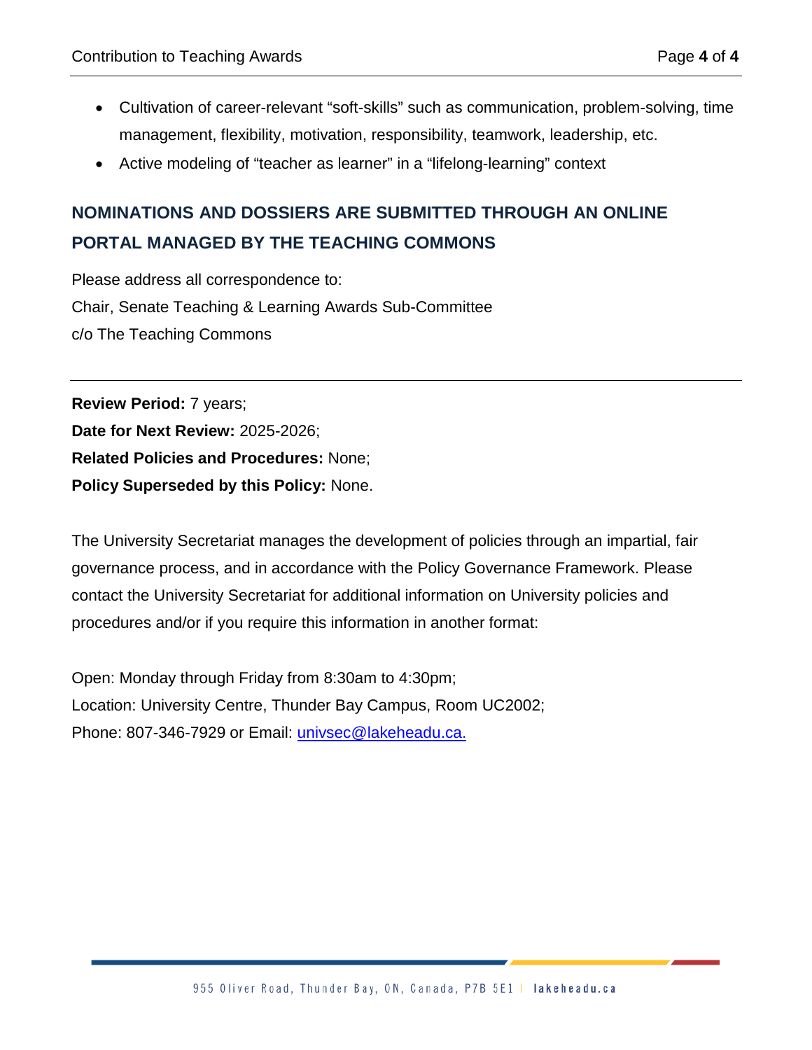- Cultivation of career-relevant "soft-skills" such as communication, problem-solving, time management, flexibility, motivation, responsibility, teamwork, leadership, etc.
- Active modeling of "teacher as learner" in a "lifelong-learning" context

## NOMINATIONS AND DOSSIERS ARE SUBMITTED THROUGH AN ONLINE PORTAL MANAGED BY THE TEACHING COMMONS

Please address all correspondence to:
Chair, Senate Teaching & Learning Awards Sub-Committee
c/o The Teaching Commons

---

**Review Period:** 7 years;
**Date for Next Review:** 2025-2026;
**Related Policies and Procedures:** None;
**Policy Superseded by this Policy:** None.

The University Secretariat manages the development of policies through an impartial, fair governance process, and in accordance with the Policy Governance Framework. Please contact the University Secretariat for additional information on University policies and procedures and/or if you require this information in another format:

Open: Monday through Friday from 8:30am to 4:30pm;
Location: University Centre, Thunder Bay Campus, Room UC2002;
Phone: 807-346-7929 or Email: univsec@lakeheadu.ca.